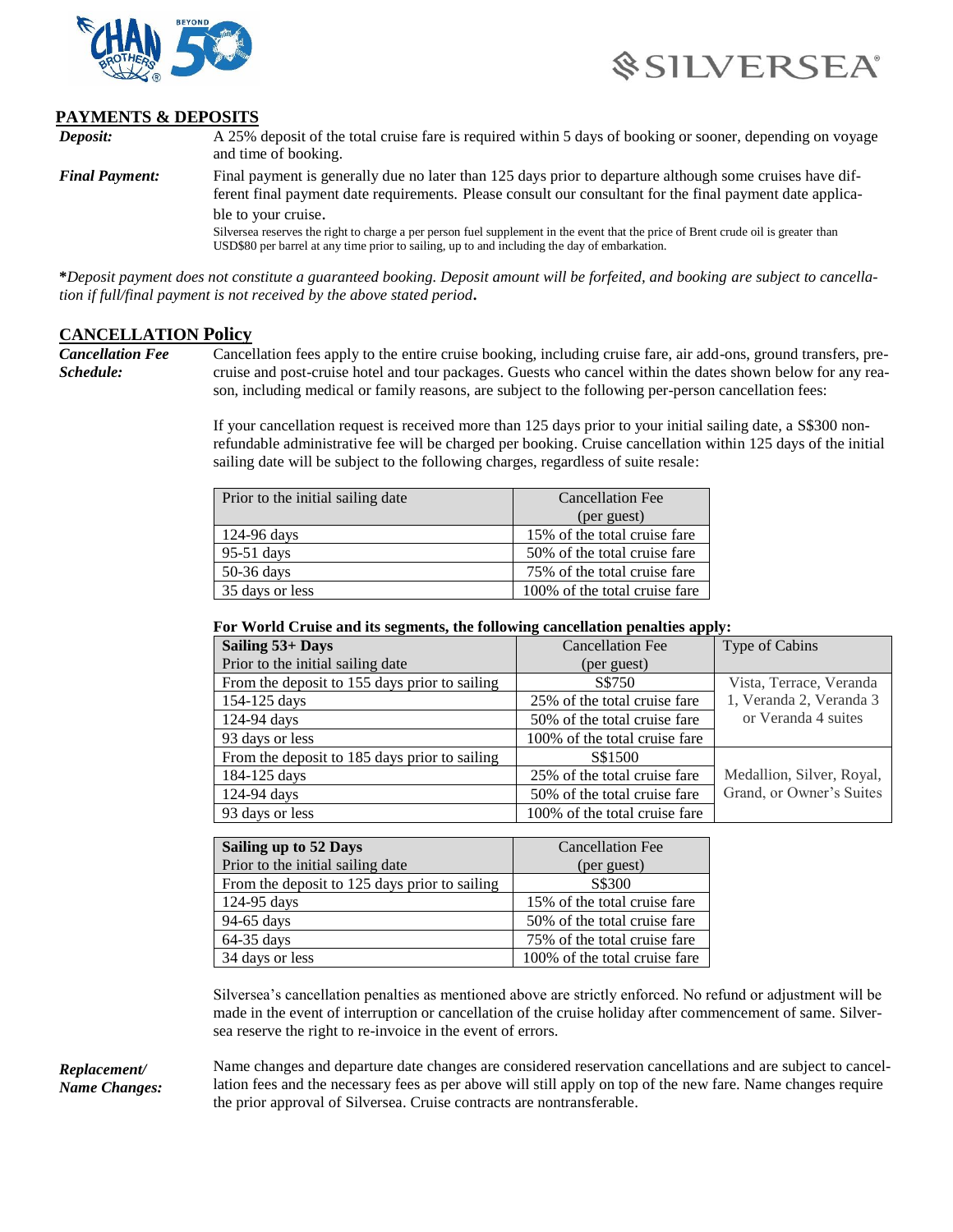## PAYMENTS & DEPOSITS

***Deposit:*** A 25% deposit of the total cruise fare is required within 5 days of booking or sooner, depending on voyage and time of booking.

***Final Payment:*** Final payment is generally due no later than 125 days prior to departure although some cruises have different final payment date requirements. Please consult our consultant for the final payment date applicable to your cruise.

Silversea reserves the right to charge a per person fuel supplement in the event that the price of Brent crude oil is greater than USD$80 per barrel at any time prior to sailing, up to and including the day of embarkation.

**\***_Deposit payment does not constitute a guaranteed booking. Deposit amount will be forfeited, and booking are subject to cancellation if full/final payment is not received by the above stated period_**.**

## CANCELLATION Policy

***Cancellation Fee Schedule:*** Cancellation fees apply to the entire cruise booking, including cruise fare, air add-ons, ground transfers, pre-cruise and post-cruise hotel and tour packages. Guests who cancel within the dates shown below for any reason, including medical or family reasons, are subject to the following per-person cancellation fees:

If your cancellation request is received more than 125 days prior to your initial sailing date, a S$300 non-refundable administrative fee will be charged per booking. Cruise cancellation within 125 days of the initial sailing date will be subject to the following charges, regardless of suite resale:

| Prior to the initial sailing date | Cancellation Fee (per guest) |
|---|---|
| 124-96 days | 15% of the total cruise fare |
| 95-51 days | 50% of the total cruise fare |
| 50-36 days | 75% of the total cruise fare |
| 35 days or less | 100% of the total cruise fare |

**For World Cruise and its segments, the following cancellation penalties apply:**

| **Sailing 53+ Days** Prior to the initial sailing date | Cancellation Fee (per guest) | Type of Cabins |
|---|---|---|
| From the deposit to 155 days prior to sailing | S$750 | Vista, Terrace, Veranda 1, Veranda 2, Veranda 3 or Veranda 4 suites |
| 154-125 days | 25% of the total cruise fare | |
| 124-94 days | 50% of the total cruise fare | |
| 93 days or less | 100% of the total cruise fare | |
| From the deposit to 185 days prior to sailing | S$1500 | Medallion, Silver, Royal, Grand, or Owner's Suites |
| 184-125 days | 25% of the total cruise fare | |
| 124-94 days | 50% of the total cruise fare | |
| 93 days or less | 100% of the total cruise fare | |

| **Sailing up to 52 Days** Prior to the initial sailing date | Cancellation Fee (per guest) |
|---|---|
| From the deposit to 125 days prior to sailing | S$300 |
| 124-95 days | 15% of the total cruise fare |
| 94-65 days | 50% of the total cruise fare |
| 64-35 days | 75% of the total cruise fare |
| 34 days or less | 100% of the total cruise fare |

Silversea's cancellation penalties as mentioned above are strictly enforced. No refund or adjustment will be made in the event of interruption or cancellation of the cruise holiday after commencement of same. Silversea reserve the right to re-invoice in the event of errors.

***Replacement/ Name Changes:*** Name changes and departure date changes are considered reservation cancellations and are subject to cancellation fees and the necessary fees as per above will still apply on top of the new fare. Name changes require the prior approval of Silversea. Cruise contracts are nontransferable.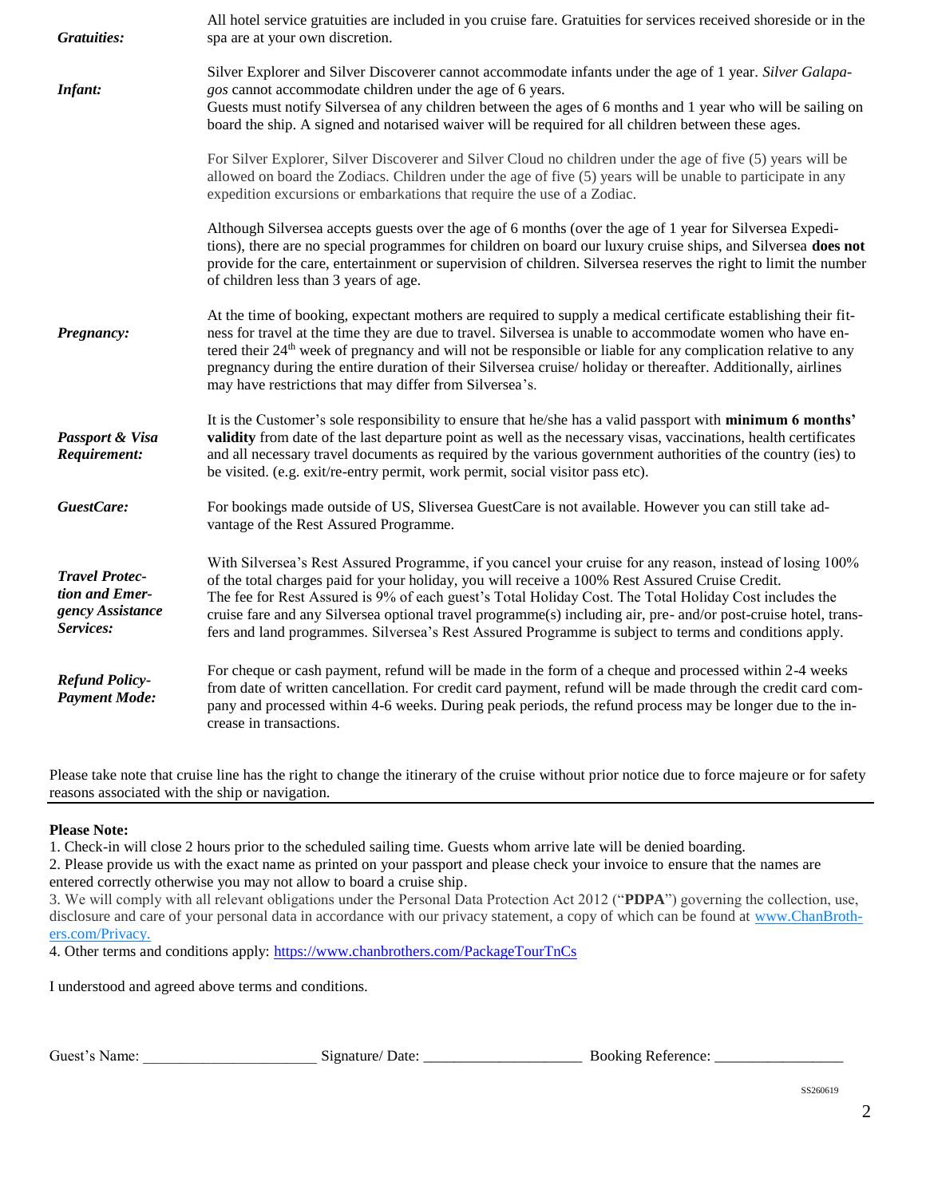| | |
|---|---|
| ***Gratuities:*** | All hotel service gratuities are included in you cruise fare. Gratuities for services received shoreside or in the spa are at your own discretion. |
| ***Infant:*** | Silver Explorer and Silver Discoverer cannot accommodate infants under the age of 1 year. *Silver Galapagos* cannot accommodate children under the age of 6 years.<br>Guests must notify Silversea of any children between the ages of 6 months and 1 year who will be sailing on board the ship. A signed and notarised waiver will be required for all children between these ages.<br><br>For Silver Explorer, Silver Discoverer and Silver Cloud no children under the age of five (5) years will be allowed on board the Zodiacs. Children under the age of five (5) years will be unable to participate in any expedition excursions or embarkations that require the use of a Zodiac.<br><br>Although Silversea accepts guests over the age of 6 months (over the age of 1 year for Silversea Expeditions), there are no special programmes for children on board our luxury cruise ships, and Silversea **does not** provide for the care, entertainment or supervision of children. Silversea reserves the right to limit the number of children less than 3 years of age. |
| ***Pregnancy:*** | At the time of booking, expectant mothers are required to supply a medical certificate establishing their fitness for travel at the time they are due to travel. Silversea is unable to accommodate women who have entered their 24th week of pregnancy and will not be responsible or liable for any complication relative to any pregnancy during the entire duration of their Silversea cruise/ holiday or thereafter. Additionally, airlines may have restrictions that may differ from Silversea's. |
| ***Passport & Visa Requirement:*** | It is the Customer's sole responsibility to ensure that he/she has a valid passport with **minimum 6 months' validity** from date of the last departure point as well as the necessary visas, vaccinations, health certificates and all necessary travel documents as required by the various government authorities of the country (ies) to be visited. (e.g. exit/re-entry permit, work permit, social visitor pass etc). |
| ***GuestCare:*** | For bookings made outside of US, Sliversea GuestCare is not available. However you can still take advantage of the Rest Assured Programme. |
| ***Travel Protection and Emergency Assistance Services:*** | With Silversea's Rest Assured Programme, if you cancel your cruise for any reason, instead of losing 100% of the total charges paid for your holiday, you will receive a 100% Rest Assured Cruise Credit.<br>The fee for Rest Assured is 9% of each guest's Total Holiday Cost. The Total Holiday Cost includes the cruise fare and any Silversea optional travel programme(s) including air, pre- and/or post-cruise hotel, transfers and land programmes. Silversea's Rest Assured Programme is subject to terms and conditions apply. |
| ***Refund Policy-Payment Mode:*** | For cheque or cash payment, refund will be made in the form of a cheque and processed within 2-4 weeks from date of written cancellation. For credit card payment, refund will be made through the credit card company and processed within 4-6 weeks. During peak periods, the refund process may be longer due to the increase in transactions. |

Please take note that cruise line has the right to change the itinerary of the cruise without prior notice due to force majeure or for safety reasons associated with the ship or navigation.

---

**Please Note:**

1. Check-in will close 2 hours prior to the scheduled sailing time. Guests whom arrive late will be denied boarding.
2. Please provide us with the exact name as printed on your passport and please check your invoice to ensure that the names are entered correctly otherwise you may not allow to board a cruise ship.
3. We will comply with all relevant obligations under the Personal Data Protection Act 2012 ("**PDPA**") governing the collection, use, disclosure and care of your personal data in accordance with our privacy statement, a copy of which can be found at www.ChanBrothers.com/Privacy.
4. Other terms and conditions apply: https://www.chanbrothers.com/PackageTourTnCs

I understood and agreed above terms and conditions.

Guest's Name: ______________________ Signature/ Date: ____________________ Booking Reference: ________________

SS260619